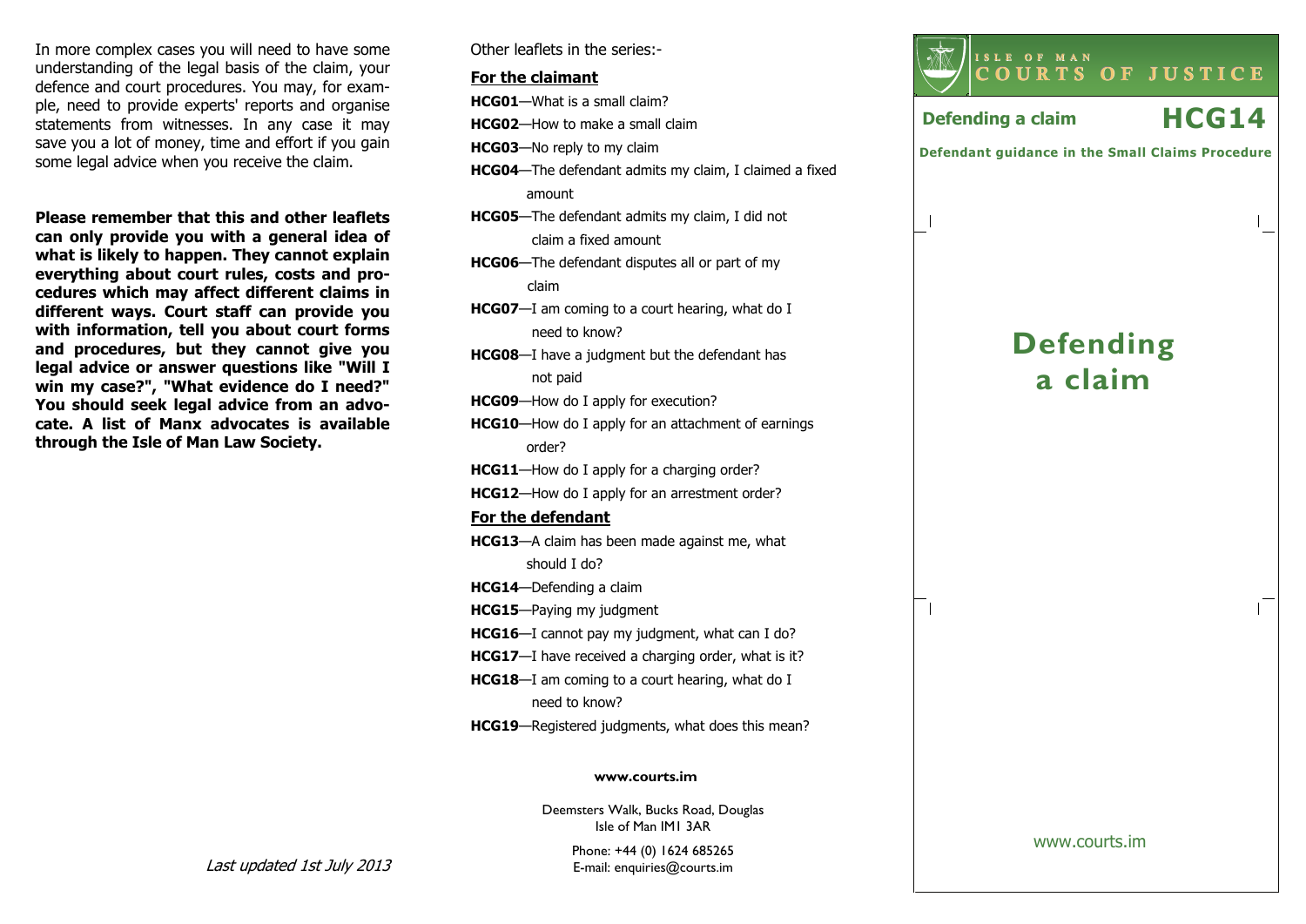In more complex cases you will need to have some understanding of the legal basis of the claim, your defence and court procedures. You may, for example, need to provide experts' reports and organise statements from witnesses. In any case it may save you a lot of money, time and effort if you gain some legal advice when you receive the claim.

**Please remember that this and other leaflets can only provide you with a general idea of what is likely to happen. They cannot explain everything about court rules, costs and procedures which may affect different claims in different ways. Court staff can provide you with information, tell you about court forms and procedures, but they cannot give you legal advice or answer questions like "Will I win my case?", "What evidence do I need?" You should seek legal advice from an advocate. A list of Manx advocates is available through the Isle of Man Law Society.**

*Last updated 1st July 2013*

Other leaflets in the series:-

**For the claimant**

- **HCG01**—What is a small claim?
- **HCG02**—How to make a small claim
- **HCG03**—No reply to my claim
- **HCG04**—The defendant admits my claim, I claimed a fixed amount
- **HCG05**—The defendant admits my claim, I did not claim a fixed amount
- **HCG06**—The defendant disputes all or part of my claim
- **HCG07**—I am coming to a court hearing, what do I need to know?
- **HCG08**—I have a judgment but the defendant has not paid
- **HCG09**—How do I apply for execution?
- **HCG10**—How do I apply for an attachment of earnings order?
- **HCG11**—How do I apply for a charging order?
- **HCG12**—How do I apply for an arrestment order?

**For the defendant**

- **HCG13**—A claim has been made against me, what should I do?
- **HCG14**—Defending a claim
- **HCG15**—Paying my judgment
- **HCG16**—I cannot pay my judgment, what can I do?
- **HCG17**—I have received a charging order, what is it?
- **HCG18**—I am coming to a court hearing, what do I need to know?
- **HCG19**—Registered judgments, what does this mean?

**www.courts.im**

Deemsters Walk, Bucks Road, Douglas
Isle of Man IM1 3AR

Phone: +44 (0) 1624 685265
E-mail: enquiries@courts.im

ISLE OF MAN
COURTS OF JUSTICE

**Defending a claim** **HCG14**

**Defendant guidance in the Small Claims Procedure**

# Defending a claim

www.courts.im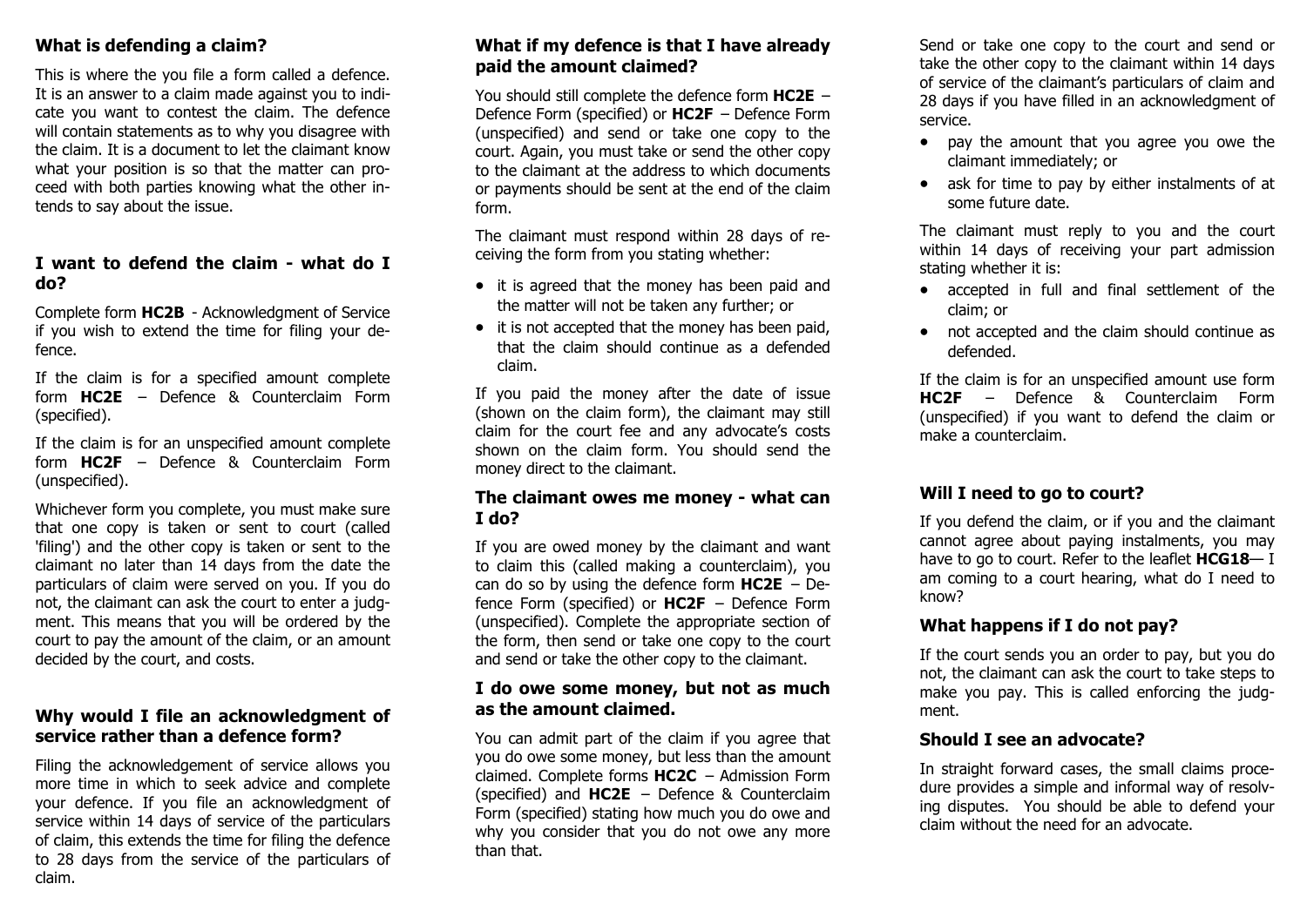## What is defending a claim?

This is where the you file a form called a defence. It is an answer to a claim made against you to indicate you want to contest the claim. The defence will contain statements as to why you disagree with the claim. It is a document to let the claimant know what your position is so that the matter can proceed with both parties knowing what the other intends to say about the issue.

## I want to defend the claim - what do I do?

Complete form **HC2B** - Acknowledgment of Service if you wish to extend the time for filing your defence.

If the claim is for a specified amount complete form **HC2E** – Defence & Counterclaim Form (specified).

If the claim is for an unspecified amount complete form **HC2F** – Defence & Counterclaim Form (unspecified).

Whichever form you complete, you must make sure that one copy is taken or sent to court (called 'filing') and the other copy is taken or sent to the claimant no later than 14 days from the date the particulars of claim were served on you. If you do not, the claimant can ask the court to enter a judgment. This means that you will be ordered by the court to pay the amount of the claim, or an amount decided by the court, and costs.

## Why would I file an acknowledgment of service rather than a defence form?

Filing the acknowledgement of service allows you more time in which to seek advice and complete your defence. If you file an acknowledgment of service within 14 days of service of the particulars of claim, this extends the time for filing the defence to 28 days from the service of the particulars of claim.

## What if my defence is that I have already paid the amount claimed?

You should still complete the defence form **HC2E** – Defence Form (specified) or **HC2F** – Defence Form (unspecified) and send or take one copy to the court. Again, you must take or send the other copy to the claimant at the address to which documents or payments should be sent at the end of the claim form.

The claimant must respond within 28 days of receiving the form from you stating whether:

- it is agreed that the money has been paid and the matter will not be taken any further; or
- it is not accepted that the money has been paid, that the claim should continue as a defended claim.

If you paid the money after the date of issue (shown on the claim form), the claimant may still claim for the court fee and any advocate's costs shown on the claim form. You should send the money direct to the claimant.

## The claimant owes me money - what can I do?

If you are owed money by the claimant and want to claim this (called making a counterclaim), you can do so by using the defence form **HC2E** – Defence Form (specified) or **HC2F** – Defence Form (unspecified). Complete the appropriate section of the form, then send or take one copy to the court and send or take the other copy to the claimant.

## I do owe some money, but not as much as the amount claimed.

You can admit part of the claim if you agree that you do owe some money, but less than the amount claimed. Complete forms **HC2C** – Admission Form (specified) and **HC2E** – Defence & Counterclaim Form (specified) stating how much you do owe and why you consider that you do not owe any more than that.

Send or take one copy to the court and send or take the other copy to the claimant within 14 days of service of the claimant's particulars of claim and 28 days if you have filled in an acknowledgment of service.

- pay the amount that you agree you owe the claimant immediately; or
- ask for time to pay by either instalments of at some future date.

The claimant must reply to you and the court within 14 days of receiving your part admission stating whether it is:

- accepted in full and final settlement of the claim; or
- not accepted and the claim should continue as defended.

If the claim is for an unspecified amount use form **HC2F** – Defence & Counterclaim Form (unspecified) if you want to defend the claim or make a counterclaim.

## Will I need to go to court?

If you defend the claim, or if you and the claimant cannot agree about paying instalments, you may have to go to court. Refer to the leaflet **HCG18**— I am coming to a court hearing, what do I need to know?

## What happens if I do not pay?

If the court sends you an order to pay, but you do not, the claimant can ask the court to take steps to make you pay. This is called enforcing the judgment.

## Should I see an advocate?

In straight forward cases, the small claims procedure provides a simple and informal way of resolving disputes. You should be able to defend your claim without the need for an advocate.